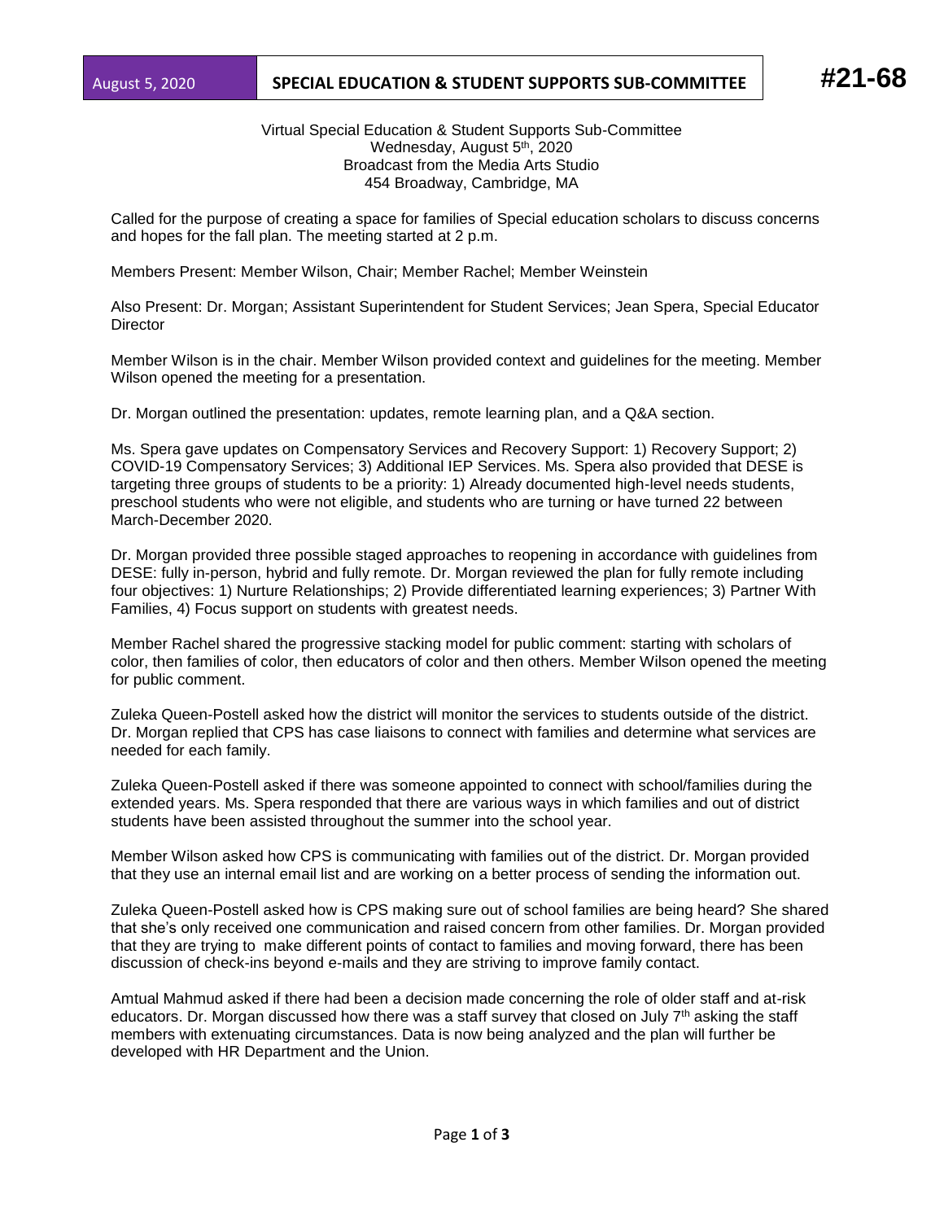August 5, 2020 | **SPECIAL EDUCATION & STUDENT SUPPORTS SUB-COMMITTEE** | **#21-68**

Virtual Special Education & Student Supports Sub-Committee
Wednesday, August 5th, 2020
Broadcast from the Media Arts Studio
454 Broadway, Cambridge, MA

Called for the purpose of creating a space for families of Special education scholars to discuss concerns and hopes for the fall plan. The meeting started at 2 p.m.

Members Present: Member Wilson, Chair; Member Rachel; Member Weinstein

Also Present: Dr. Morgan; Assistant Superintendent for Student Services; Jean Spera, Special Educator Director

Member Wilson is in the chair. Member Wilson provided context and guidelines for the meeting. Member Wilson opened the meeting for a presentation.

Dr. Morgan outlined the presentation: updates, remote learning plan, and a Q&A section.

Ms. Spera gave updates on Compensatory Services and Recovery Support: 1) Recovery Support; 2) COVID-19 Compensatory Services; 3) Additional IEP Services. Ms. Spera also provided that DESE is targeting three groups of students to be a priority: 1) Already documented high-level needs students, preschool students who were not eligible, and students who are turning or have turned 22 between March-December 2020.

Dr. Morgan provided three possible staged approaches to reopening in accordance with guidelines from DESE: fully in-person, hybrid and fully remote. Dr. Morgan reviewed the plan for fully remote including four objectives: 1) Nurture Relationships; 2) Provide differentiated learning experiences; 3) Partner With Families, 4) Focus support on students with greatest needs.

Member Rachel shared the progressive stacking model for public comment: starting with scholars of color, then families of color, educators of color and then others. Member Wilson opened the meeting for public comment.

Zuleka Queen-Postell asked how the district will monitor the services to students outside of the district. Dr. Morgan replied that CPS has case liaisons to connect with families and determine what services are needed for each family.

Zuleka Queen-Postell asked if there was someone appointed to connect with school/families during the extended years. Ms. Spera responded that there are various ways in which families and out of district students have been assisted throughout the summer into the school year.

Member Wilson asked how CPS is communicating with families out of the district. Dr. Morgan provided that they use an internal email list and are working on a better process of sending the information out.

Zuleka Queen-Postell asked how is CPS making sure out of school families are being heard? She shared that she's only received one communication and raised concern from other families. Dr. Morgan provided that they are trying to make different points of contact to families and moving forward, there has been discussion of check-ins beyond e-mails and they are striving to improve family contact.

Amtual Mahmud asked if there had been a decision made concerning the role of older staff and at-risk educators. Dr. Morgan discussed how there was a staff survey that closed on July 7th asking the staff members with extenuating circumstances. Data is now being analyzed and the plan will further be developed with HR Department and the Union.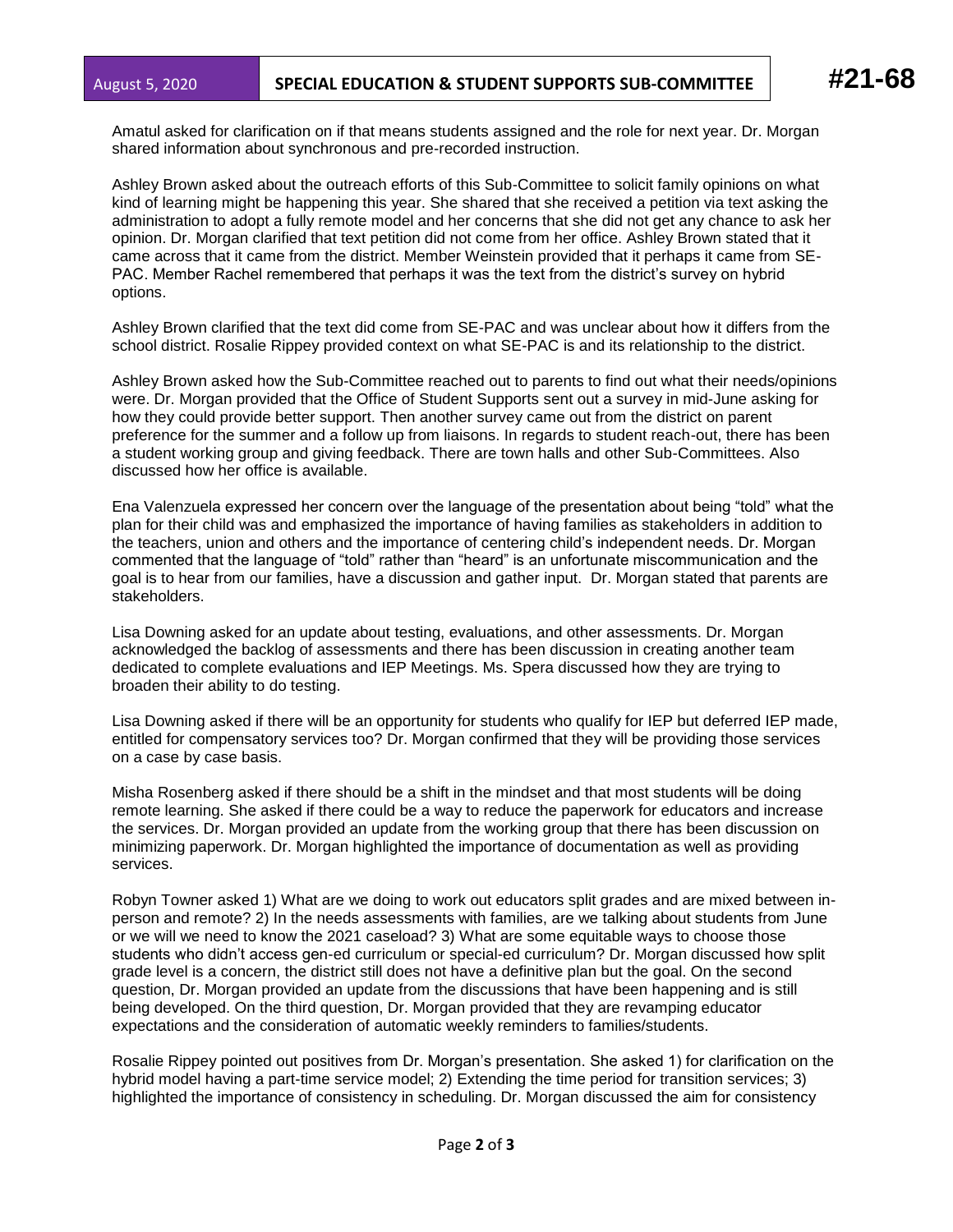Amatul asked for clarification on if that means students assigned and the role for next year. Dr. Morgan shared information about synchronous and pre-recorded instruction.

Ashley Brown asked about the outreach efforts of this Sub-Committee to solicit family opinions on what kind of learning might be happening this year. She shared that she received a petition via text asking the administration to adopt a fully remote model and her concerns that she did not get any chance to ask her opinion. Dr. Morgan clarified that text petition did not come from her office. Ashley Brown stated that it came across that it came from the district. Member Weinstein provided that it perhaps it came from SE-PAC. Member Rachel remembered that perhaps it was the text from the district's survey on hybrid options.

Ashley Brown clarified that the text did come from SE-PAC and was unclear about how it differs from the school district. Rosalie Rippey provided context on what SE-PAC is and its relationship to the district.

Ashley Brown asked how the Sub-Committee reached out to parents to find out what their needs/opinions were. Dr. Morgan provided that the Office of Student Supports sent out a survey in mid-June asking for how they could provide better support. Then another survey came out from the district on parent preference for the summer and a follow up from liaisons. In regards to student reach-out, there has been a student working group and giving feedback. There are town halls and other Sub-Committees. Also discussed how her office is available.

Ena Valenzuela expressed her concern over the language of the presentation about being "told" what the plan for their child was and emphasized the importance of having families as stakeholders in addition to the teachers, union and others and the importance of centering child's independent needs. Dr. Morgan commented that the language of "told" rather than "heard" is an unfortunate miscommunication and the goal is to hear from our families, have a discussion and gather input. Dr. Morgan stated that parents are stakeholders.

Lisa Downing asked for an update about testing, evaluations, and other assessments. Dr. Morgan acknowledged the backlog of assessments and there has been discussion in creating another team dedicated to complete evaluations and IEP Meetings. Ms. Spera discussed how they are trying to broaden their ability to do testing.

Lisa Downing asked if there will be an opportunity for students who qualify for IEP but deferred IEP made, entitled for compensatory services too? Dr. Morgan confirmed that they will be providing those services on a case by case basis.

Misha Rosenberg asked if there should be a shift in the mindset and that most students will be doing remote learning. She asked if there could be a way to reduce the paperwork for educators and increase the services. Dr. Morgan provided an update from the working group that there has been discussion on minimizing paperwork. Dr. Morgan highlighted the importance of documentation as well as providing services.

Robyn Towner asked 1) What are we doing to work out educators split grades and are mixed between in-person and remote? 2) In the needs assessments with families, are we talking about students from June or we will we need to know the 2021 caseload? 3) What are some equitable ways to choose those students who didn't access gen-ed curriculum or special-ed curriculum? Dr. Morgan discussed how split grade level is a concern, the district still does not have a definitive plan but the goal. On the second question, Dr. Morgan provided an update from the discussions that have been happening and is still being developed. On the third question, Dr. Morgan provided that they are revamping educator expectations and the consideration of automatic weekly reminders to families/students.

Rosalie Rippey pointed out positives from Dr. Morgan's presentation. She asked 1) for clarification on the hybrid model having a part-time service model; 2) Extending the time period for transition services; 3) highlighted the importance of consistency in scheduling. Dr. Morgan discussed the aim for consistency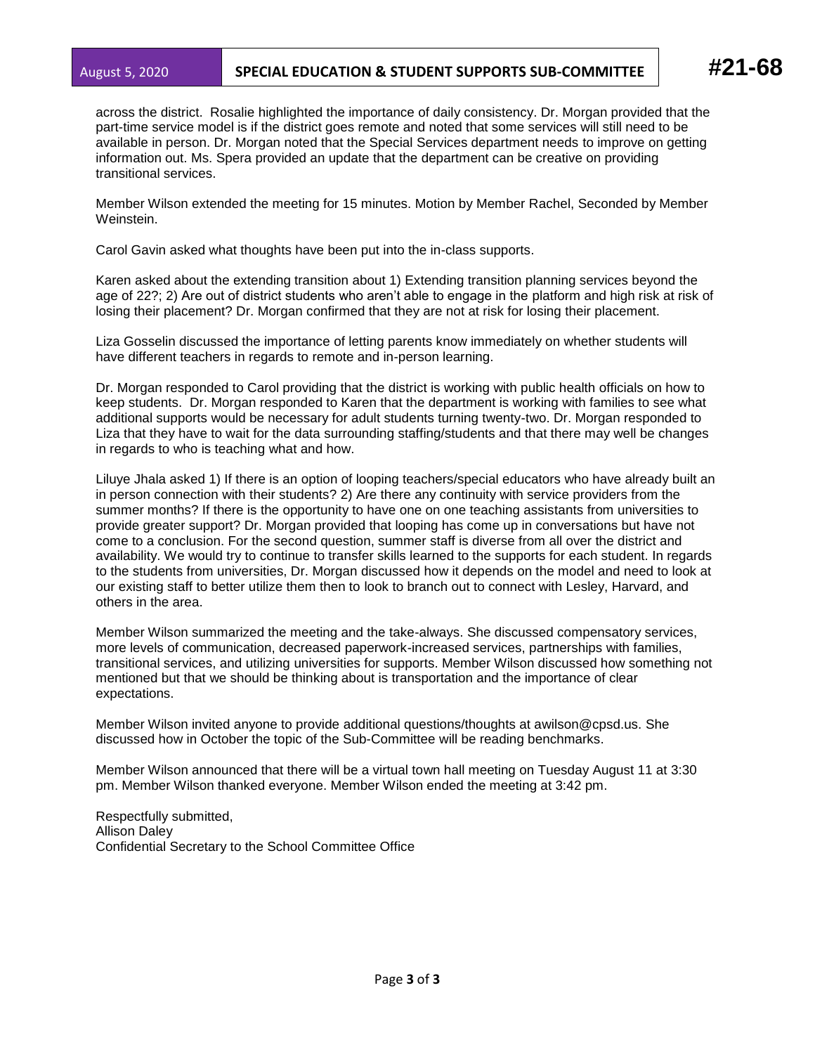across the district. Rosalie highlighted the importance of daily consistency. Dr. Morgan provided that the part-time service model is if the district goes remote and noted that some services will still need to be available in person. Dr. Morgan noted that the Special Services department needs to improve on getting information out. Ms. Spera provided an update that the department can be creative on providing transitional services.

Member Wilson extended the meeting for 15 minutes. Motion by Member Rachel, Seconded by Member Weinstein.

Carol Gavin asked what thoughts have been put into the in-class supports.

Karen asked about the extending transition about 1) Extending transition planning services beyond the age of 22?; 2) Are out of district students who aren't able to engage in the platform and high risk at risk of losing their placement? Dr. Morgan confirmed that they are not at risk for losing their placement.

Liza Gosselin discussed the importance of letting parents know immediately on whether students will have different teachers in regards to remote and in-person learning.

Dr. Morgan responded to Carol providing that the district is working with public health officials on how to keep students. Dr. Morgan responded to Karen that the department is working with families to see what additional supports would be necessary for adult students turning twenty-two. Dr. Morgan responded to Liza that they have to wait for the data surrounding staffing/students and that there may well be changes in regards to who is teaching what and how.

Liluye Jhala asked 1) If there is an option of looping teachers/special educators who have already built an in person connection with their students? 2) Are there any continuity with service providers from the summer months? If there is the opportunity to have one on one teaching assistants from universities to provide greater support? Dr. Morgan provided that looping has come up in conversations but have not come to a conclusion. For the second question, summer staff is diverse from all over the district and availability. We would try to continue to transfer skills learned to the supports for each student. In regards to the students from universities, Dr. Morgan discussed how it depends on the model and need to look at our existing staff to better utilize them then to look to branch out to connect with Lesley, Harvard, and others in the area.

Member Wilson summarized the meeting and the take-aways. She discussed compensatory services, more levels of communication, decreased paperwork-increased services, partnerships with families, transitional services, and utilizing universities for supports. Member Wilson discussed how something not mentioned but that we should be thinking about is transportation and the importance of clear expectations.

Member Wilson invited anyone to provide additional questions/thoughts at awilson@cpsd.us. She discussed how in October the topic of the Sub-Committee will be reading benchmarks.

Member Wilson announced that there will be a virtual town hall meeting on Tuesday August 11 at 3:30 pm. Member Wilson thanked everyone. Member Wilson ended the meeting at 3:42 pm.

Respectfully submitted,
Allison Daley
Confidential Secretary to the School Committee Office